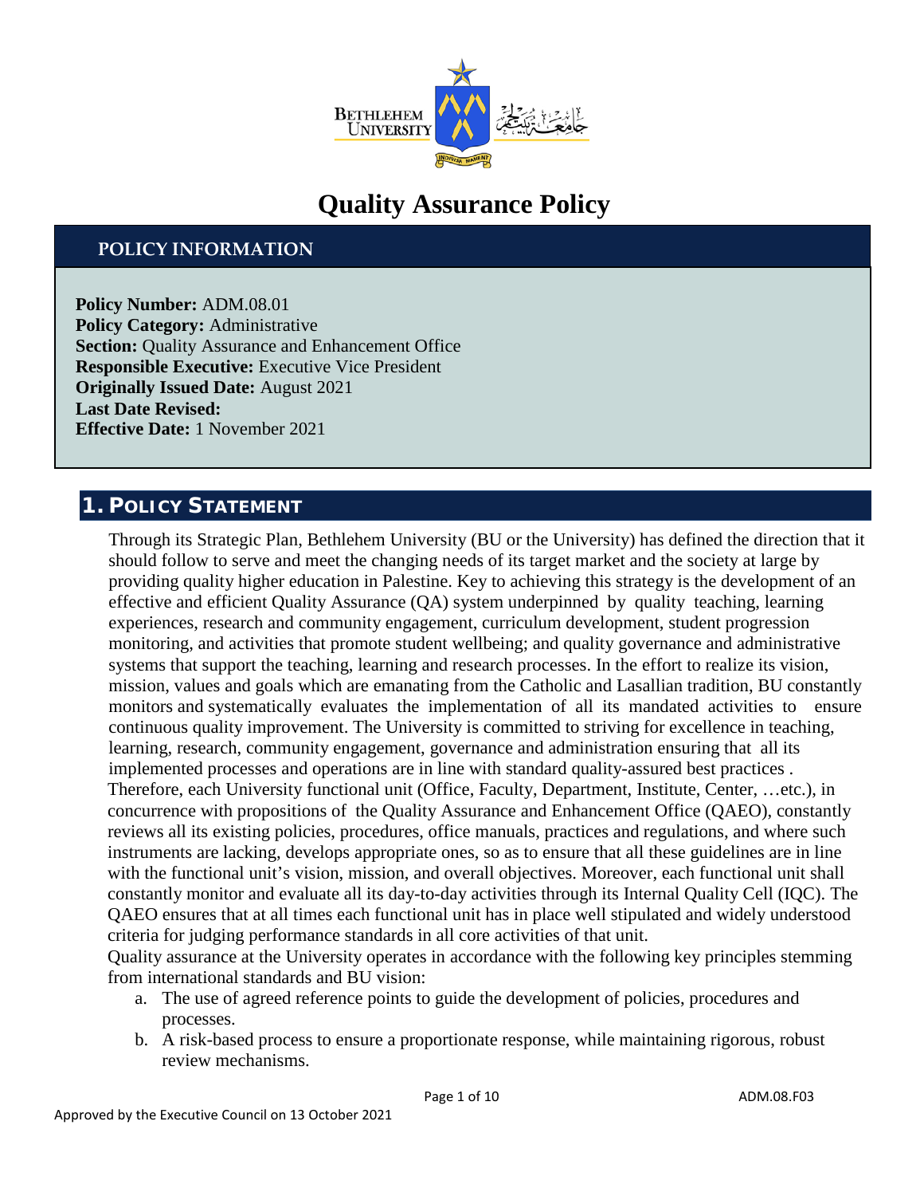# Quality Assurance Policy

## POLICY INFORMATION

**Policy Number:** ADM.08.01
**Policy Category:** Administrative
**Section:** Quality Assurance and Enhancement Office
**Responsible Executive:** Executive Vice President
**Originally Issued Date:** August 2021
**Last Date Revised:**
**Effective Date:** 1 November 2021

## 1. POLICY STATEMENT

Through its Strategic Plan, Bethlehem University (BU or the University) has defined the direction that it should follow to serve and meet the changing needs of its target market and the society at large by providing quality higher education in Palestine. Key to achieving this strategy is the development of an effective and efficient Quality Assurance (QA) system underpinned by quality teaching, learning experiences, research and community engagement, curriculum development, student progression monitoring, and activities that promote student wellbeing; and quality governance and administrative systems that support the teaching, learning and research processes. In the effort to realize its vision, mission, values and goals which are emanating from the Catholic and Lasallian tradition, BU constantly monitors and systematically evaluates the implementation of all its mandated activities to ensure continuous quality improvement. The University is committed to striving for excellence in teaching, learning, research, community engagement, governance and administration ensuring that all its implemented processes and operations are in line with standard quality-assured best practices . Therefore, each University functional unit (Office, Faculty, Department, Institute, Center, …etc.), in concurrence with propositions of the Quality Assurance and Enhancement Office (QAEO), constantly reviews all its existing policies, procedures, office manuals, practices and regulations, and where such instruments are lacking, develops appropriate ones, so as to ensure that all these guidelines are in line with the functional unit's vision, mission, and overall objectives. Moreover, each functional unit shall constantly monitor and evaluate all its day-to-day activities through its Internal Quality Cell (IQC). The QAEO ensures that at all times each functional unit has in place well stipulated and widely understood criteria for judging performance standards in all core activities of that unit.

Quality assurance at the University operates in accordance with the following key principles stemming from international standards and BU vision:

a. The use of agreed reference points to guide the development of policies, procedures and processes.
b. A risk-based process to ensure a proportionate response, while maintaining rigorous, robust review mechanisms.

Approved by the Executive Council on 13 October 2021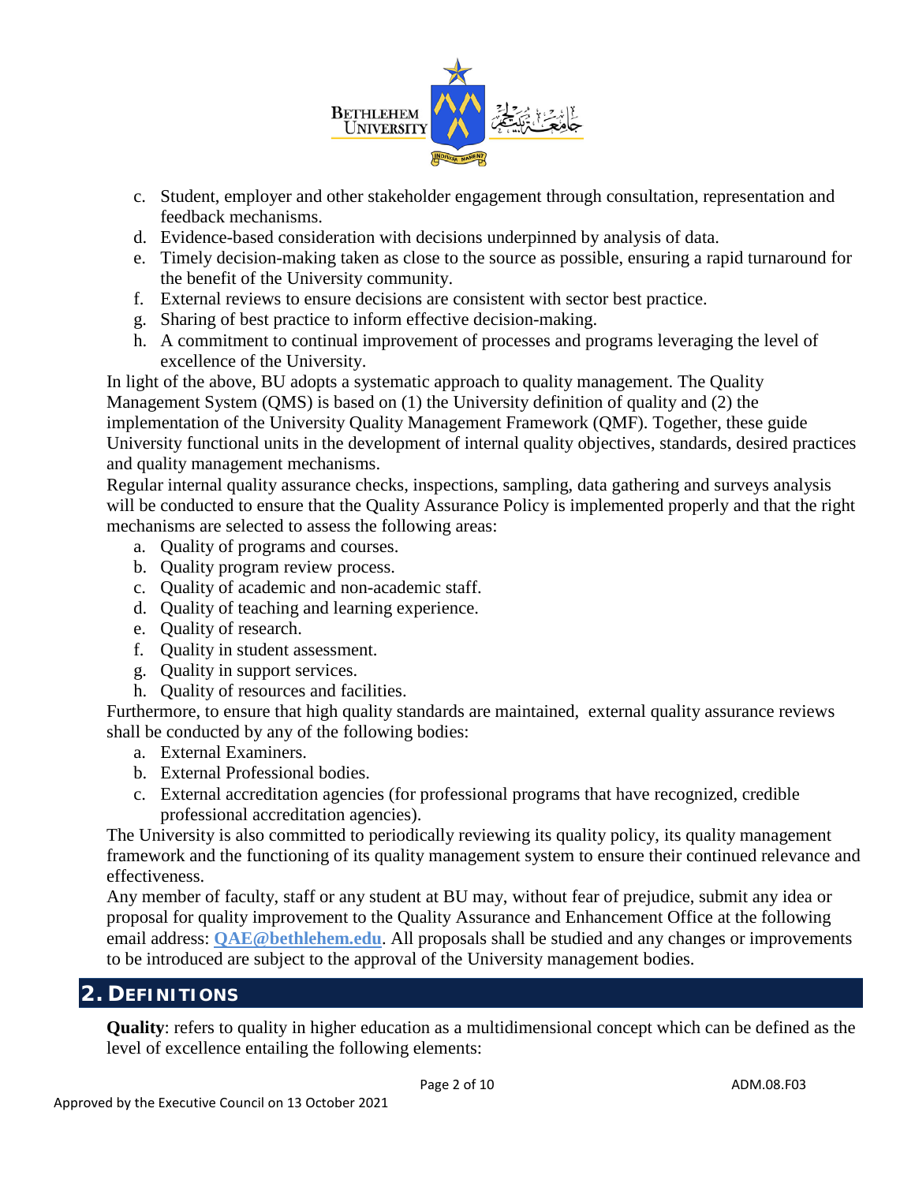c. Student, employer and other stakeholder engagement through consultation, representation and feedback mechanisms.
d. Evidence-based consideration with decisions underpinned by analysis of data.
e. Timely decision-making taken as close to the source as possible, ensuring a rapid turnaround for the benefit of the University community.
f. External reviews to ensure decisions are consistent with sector best practice.
g. Sharing of best practice to inform effective decision-making.
h. A commitment to continual improvement of processes and programs leveraging the level of excellence of the University.

In light of the above, BU adopts a systematic approach to quality management. The Quality Management System (QMS) is based on (1) the University definition of quality and (2) the implementation of the University Quality Management Framework (QMF). Together, these guide University functional units in the development of internal quality objectives, standards, desired practices and quality management mechanisms.

Regular internal quality assurance checks, inspections, sampling, data gathering and surveys analysis will be conducted to ensure that the Quality Assurance Policy is implemented properly and that the right mechanisms are selected to assess the following areas:

a. Quality of programs and courses.
b. Quality program review process.
c. Quality of academic and non-academic staff.
d. Quality of teaching and learning experience.
e. Quality of research.
f. Quality in student assessment.
g. Quality in support services.
h. Quality of resources and facilities.

Furthermore, to ensure that high quality standards are maintained, external quality assurance reviews shall be conducted by any of the following bodies:

a. External Examiners.
b. External Professional bodies.
c. External accreditation agencies (for professional programs that have recognized, credible professional accreditation agencies).

The University is also committed to periodically reviewing its quality policy, its quality management framework and the functioning of its quality management system to ensure their continued relevance and effectiveness.

Any member of faculty, staff or any student at BU may, without fear of prejudice, submit any idea or proposal for quality improvement to the Quality Assurance and Enhancement Office at the following email address: **QAE@bethlehem.edu**. All proposals shall be studied and any changes or improvements to be introduced are subject to the approval of the University management bodies.

## 2. Definitions

**Quality**: refers to quality in higher education as a multidimensional concept which can be defined as the level of excellence entailing the following elements: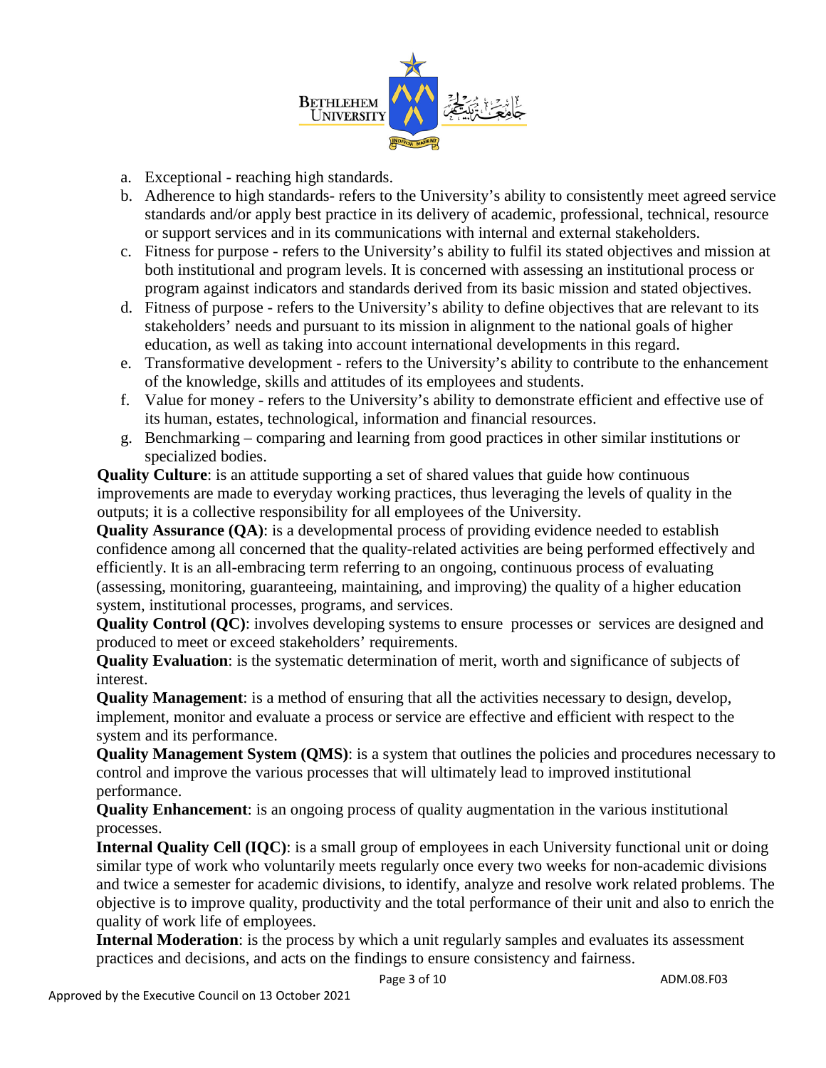a. Exceptional - reaching high standards.
b. Adherence to high standards- refers to the University's ability to consistently meet agreed service standards and/or apply best practice in its delivery of academic, professional, technical, resource or support services and in its communications with internal and external stakeholders.
c. Fitness for purpose - refers to the University's ability to fulfil its stated objectives and mission at both institutional and program levels. It is concerned with assessing an institutional process or program against indicators and standards derived from its basic mission and stated objectives.
d. Fitness of purpose - refers to the University's ability to define objectives that are relevant to its stakeholders' needs and pursuant to its mission in alignment to the national goals of higher education, as well as taking into account international developments in this regard.
e. Transformative development - refers to the University's ability to contribute to the enhancement of the knowledge, skills and attitudes of its employees and students.
f. Value for money - refers to the University's ability to demonstrate efficient and effective use of its human, estates, technological, information and financial resources.
g. Benchmarking – comparing and learning from good practices in other similar institutions or specialized bodies.

**Quality Culture**: is an attitude supporting a set of shared values that guide how continuous improvements are made to everyday working practices, thus leveraging the levels of quality in the outputs; it is a collective responsibility for all employees of the University.

**Quality Assurance (QA)**: is a developmental process of providing evidence needed to establish confidence among all concerned that the quality-related activities are being performed effectively and efficiently. It is an all-embracing term referring to an ongoing, continuous process of evaluating (assessing, monitoring, guaranteeing, maintaining, and improving) the quality of a higher education system, institutional processes, programs, and services.

**Quality Control (QC)**: involves developing systems to ensure processes or services are designed and produced to meet or exceed stakeholders' requirements.

**Quality Evaluation**: is the systematic determination of merit, worth and significance of subjects of interest.

**Quality Management**: is a method of ensuring that all the activities necessary to design, develop, implement, monitor and evaluate a process or service are effective and efficient with respect to the system and its performance.

**Quality Management System (QMS)**: is a system that outlines the policies and procedures necessary to control and improve the various processes that will ultimately lead to improved institutional performance.

**Quality Enhancement**: is an ongoing process of quality augmentation in the various institutional processes.

**Internal Quality Cell (IQC)**: is a small group of employees in each University functional unit or doing similar type of work who voluntarily meets regularly once every two weeks for non-academic divisions and twice a semester for academic divisions, to identify, analyze and resolve work related problems. The objective is to improve quality, productivity and the total performance of their unit and also to enrich the quality of work life of employees.

**Internal Moderation**: is the process by which a unit regularly samples and evaluates its assessment practices and decisions, and acts on the findings to ensure consistency and fairness.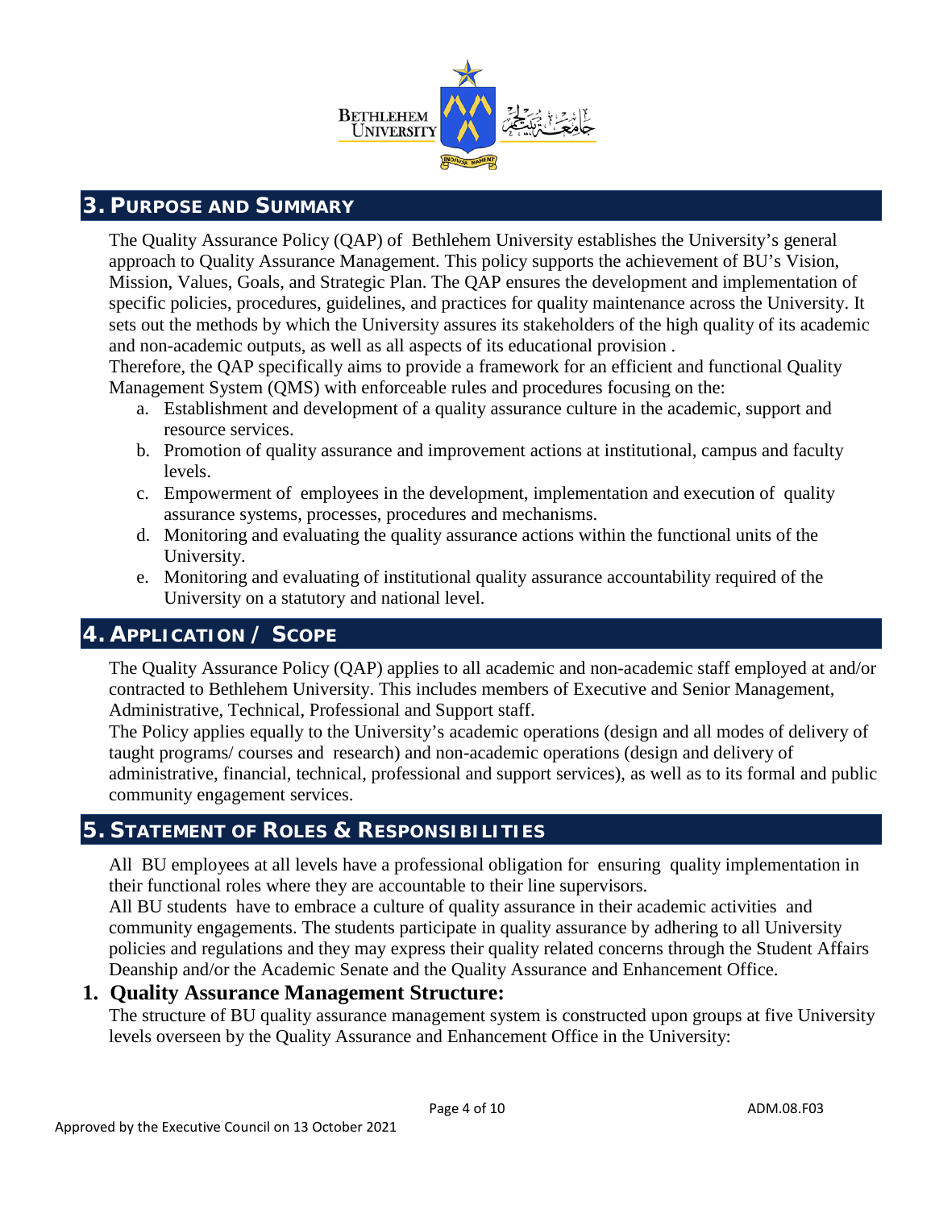## 3. Purpose and Summary

The Quality Assurance Policy (QAP) of Bethlehem University establishes the University's general approach to Quality Assurance Management. This policy supports the achievement of BU's Vision, Mission, Values, Goals, and Strategic Plan. The QAP ensures the development and implementation of specific policies, procedures, guidelines, and practices for quality maintenance across the University. It sets out the methods by which the University assures its stakeholders of the high quality of its academic and non-academic outputs, as well as all aspects of its educational provision .

Therefore, the QAP specifically aims to provide a framework for an efficient and functional Quality Management System (QMS) with enforceable rules and procedures focusing on the:

a. Establishment and development of a quality assurance culture in the academic, support and resource services.
b. Promotion of quality assurance and improvement actions at institutional, campus and faculty levels.
c. Empowerment of employees in the development, implementation and execution of quality assurance systems, processes, procedures and mechanisms.
d. Monitoring and evaluating the quality assurance actions within the functional units of the University.
e. Monitoring and evaluating of institutional quality assurance accountability required of the University on a statutory and national level.

## 4. Application / Scope

The Quality Assurance Policy (QAP) applies to all academic and non-academic staff employed at and/or contracted to Bethlehem University. This includes members of Executive and Senior Management, Administrative, Technical, Professional and Support staff.

The Policy applies equally to the University's academic operations (design and all modes of delivery of taught programs/ courses and research) and non-academic operations (design and delivery of administrative, financial, technical, professional and support services), as well as to its formal and public community engagement services.

## 5. Statement of Roles & Responsibilities

All BU employees at all levels have a professional obligation for ensuring quality implementation in their functional roles where they are accountable to their line supervisors.

All BU students have to embrace a culture of quality assurance in their academic activities and community engagements. The students participate in quality assurance by adhering to all University policies and regulations and they may express their quality related concerns through the Student Affairs Deanship and/or the Academic Senate and the Quality Assurance and Enhancement Office.

### 1. Quality Assurance Management Structure:

The structure of BU quality assurance management system is constructed upon groups at five University levels overseen by the Quality Assurance and Enhancement Office in the University: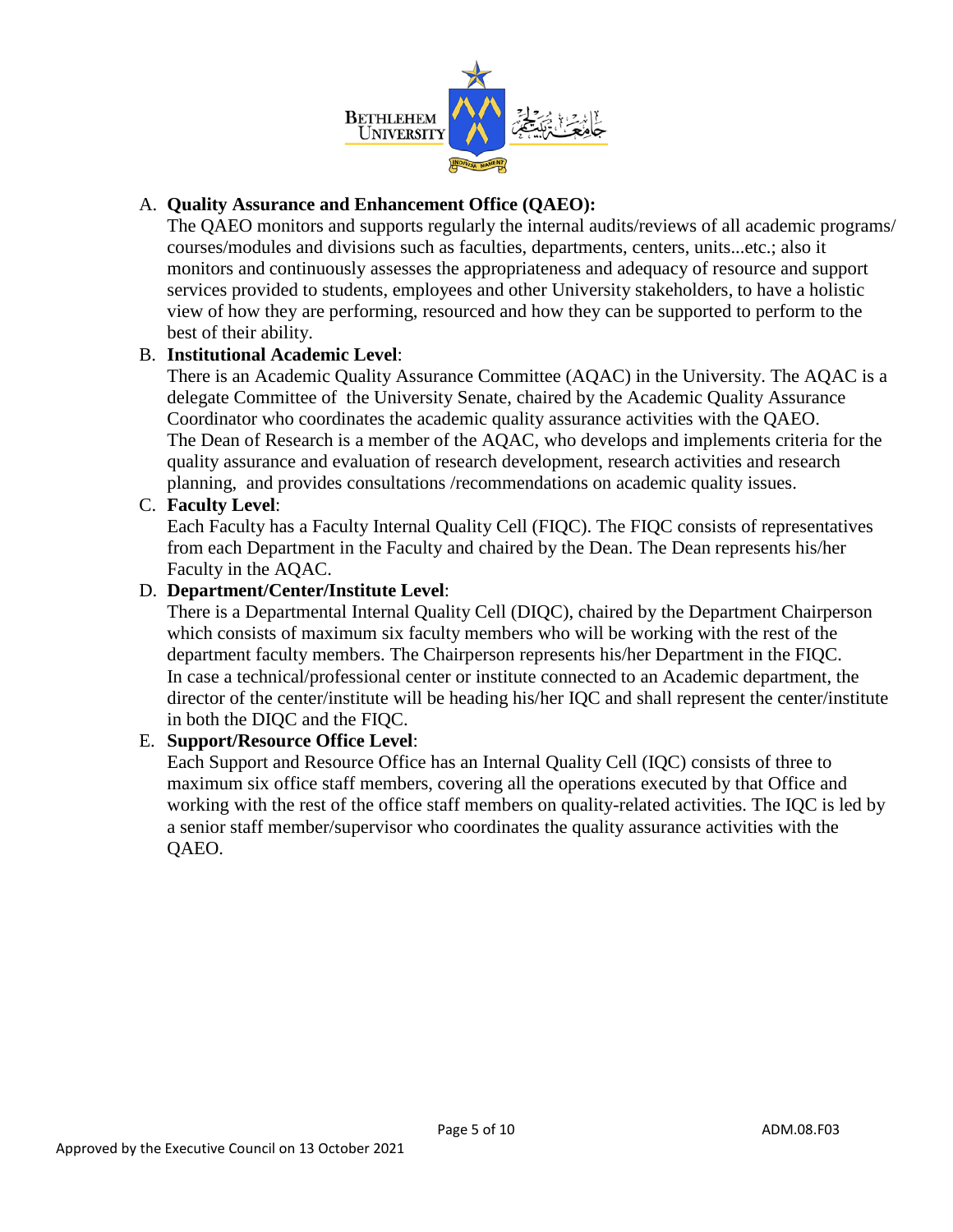A. **Quality Assurance and Enhancement Office (QAEO):**
   The QAEO monitors and supports regularly the internal audits/reviews of all academic programs/ courses/modules and divisions such as faculties, departments, centers, units...etc.; also it monitors and continuously assesses the appropriateness and adequacy of resource and support services provided to students, employees and other University stakeholders, to have a holistic view of how they are performing, resourced and how they can be supported to perform to the best of their ability.

B. **Institutional Academic Level**:
   There is an Academic Quality Assurance Committee (AQAC) in the University. The AQAC is a delegate Committee of the University Senate, chaired by the Academic Quality Assurance Coordinator who coordinates the academic quality assurance activities with the QAEO.
   The Dean of Research is a member of the AQAC, who develops and implements criteria for the quality assurance and evaluation of research development, research activities and research planning, and provides consultations /recommendations on academic quality issues.

C. **Faculty Level**:
   Each Faculty has a Faculty Internal Quality Cell (FIQC). The FIQC consists of representatives from each Department in the Faculty and chaired by the Dean. The Dean represents his/her Faculty in the AQAC.

D. **Department/Center/Institute Level**:
   There is a Departmental Internal Quality Cell (DIQC), chaired by the Department Chairperson which consists of maximum six faculty members who will be working with the rest of the department faculty members. The Chairperson represents his/her Department in the FIQC.
   In case a technical/professional center or institute connected to an Academic department, the director of the center/institute will be heading his/her IQC and shall represent the center/institute in both the DIQC and the FIQC.

E. **Support/Resource Office Level**:
   Each Support and Resource Office has an Internal Quality Cell (IQC) consists of three to maximum six office staff members, covering all the operations executed by that Office and working with the rest of the office staff members on quality-related activities. The IQC is led by a senior staff member/supervisor who coordinates the quality assurance activities with the QAEO.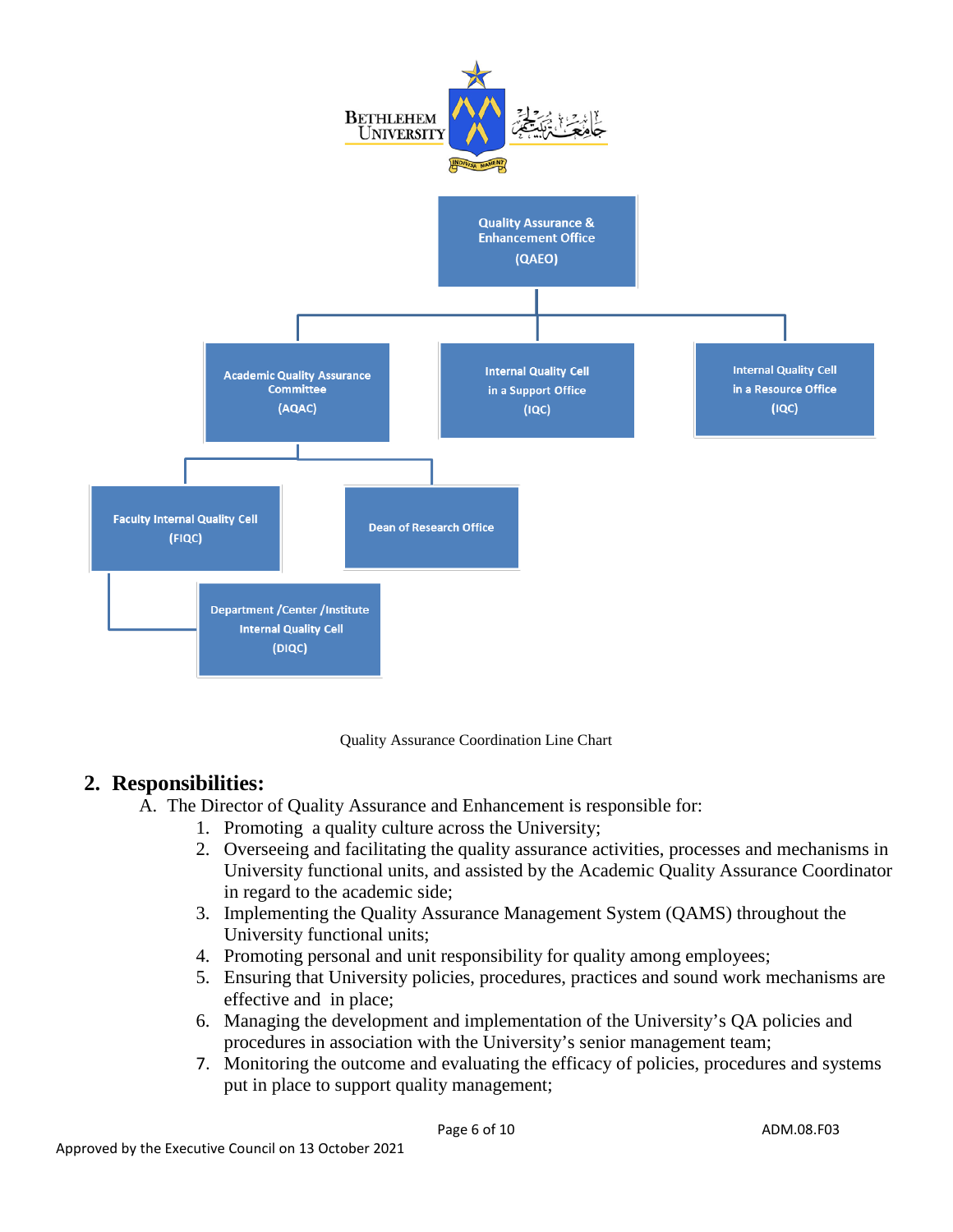Quality Assurance & Enhancement Office (QAEO)

Academic Quality Assurance Committee (AQAC)

Internal Quality Cell in a Support Office (IQC)

Internal Quality Cell in a Resource Office (IQC)

Faculty Internal Quality Cell (FIQC)

Dean of Research Office

Department /Center /Institute Internal Quality Cell (DIQC)

Quality Assurance Coordination Line Chart

## 2. Responsibilities:

A. The Director of Quality Assurance and Enhancement is responsible for:

1. Promoting a quality culture across the University;
2. Overseeing and facilitating the quality assurance activities, processes and mechanisms in University functional units, and assisted by the Academic Quality Assurance Coordinator in regard to the academic side;
3. Implementing the Quality Assurance Management System (QAMS) throughout the University functional units;
4. Promoting personal and unit responsibility for quality among employees;
5. Ensuring that University policies, procedures, practices and sound work mechanisms are effective and in place;
6. Managing the development and implementation of the University's QA policies and procedures in association with the University's senior management team;
7. Monitoring the outcome and evaluating the efficacy of policies, procedures and systems put in place to support quality management;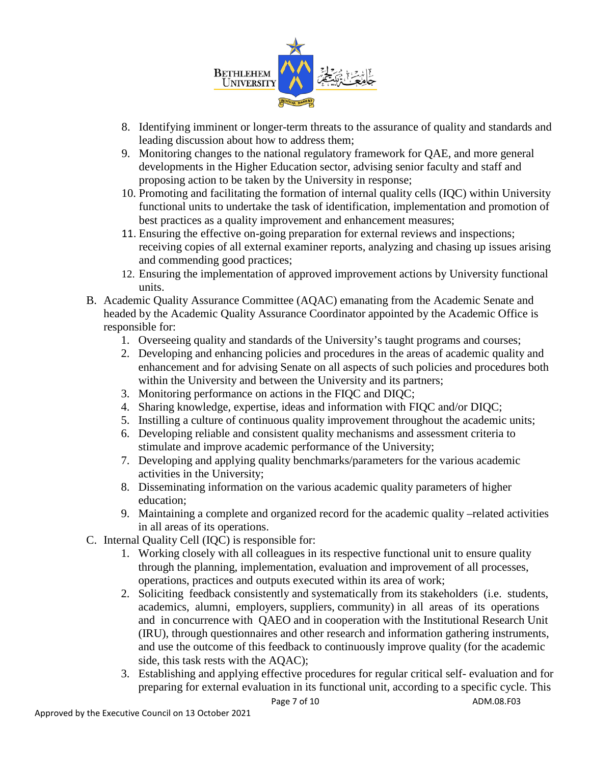8. Identifying imminent or longer-term threats to the assurance of quality and standards and leading discussion about how to address them;
9. Monitoring changes to the national regulatory framework for QAE, and more general developments in the Higher Education sector, advising senior faculty and staff and proposing action to be taken by the University in response;
10. Promoting and facilitating the formation of internal quality cells (IQC) within University functional units to undertake the task of identification, implementation and promotion of best practices as a quality improvement and enhancement measures;
11. Ensuring the effective on-going preparation for external reviews and inspections; receiving copies of all external examiner reports, analyzing and chasing up issues arising and commending good practices;
12. Ensuring the implementation of approved improvement actions by University functional units.

B. Academic Quality Assurance Committee (AQAC) emanating from the Academic Senate and headed by the Academic Quality Assurance Coordinator appointed by the Academic Office is responsible for:
   1. Overseeing quality and standards of the University's taught programs and courses;
   2. Developing and enhancing policies and procedures in the areas of academic quality and enhancement and for advising Senate on all aspects of such policies and procedures both within the University and between the University and its partners;
   3. Monitoring performance on actions in the FIQC and DIQC;
   4. Sharing knowledge, expertise, ideas and information with FIQC and/or DIQC;
   5. Instilling a culture of continuous quality improvement throughout the academic units;
   6. Developing reliable and consistent quality mechanisms and assessment criteria to stimulate and improve academic performance of the University;
   7. Developing and applying quality benchmarks/parameters for the various academic activities in the University;
   8. Disseminating information on the various academic quality parameters of higher education;
   9. Maintaining a complete and organized record for the academic quality –related activities in all areas of its operations.

C. Internal Quality Cell (IQC) is responsible for:
   1. Working closely with all colleagues in its respective functional unit to ensure quality through the planning, implementation, evaluation and improvement of all processes, operations, practices and outputs executed within its area of work;
   2. Soliciting feedback consistently and systematically from its stakeholders (i.e. students, academics, alumni, employers, suppliers, community) in all areas of its operations and in concurrence with QAEO and in cooperation with the Institutional Research Unit (IRU), through questionnaires and other research and information gathering instruments, and use the outcome of this feedback to continuously improve quality (for the academic side, this task rests with the AQAC);
   3. Establishing and applying effective procedures for regular critical self- evaluation and for preparing for external evaluation in its functional unit, according to a specific cycle. This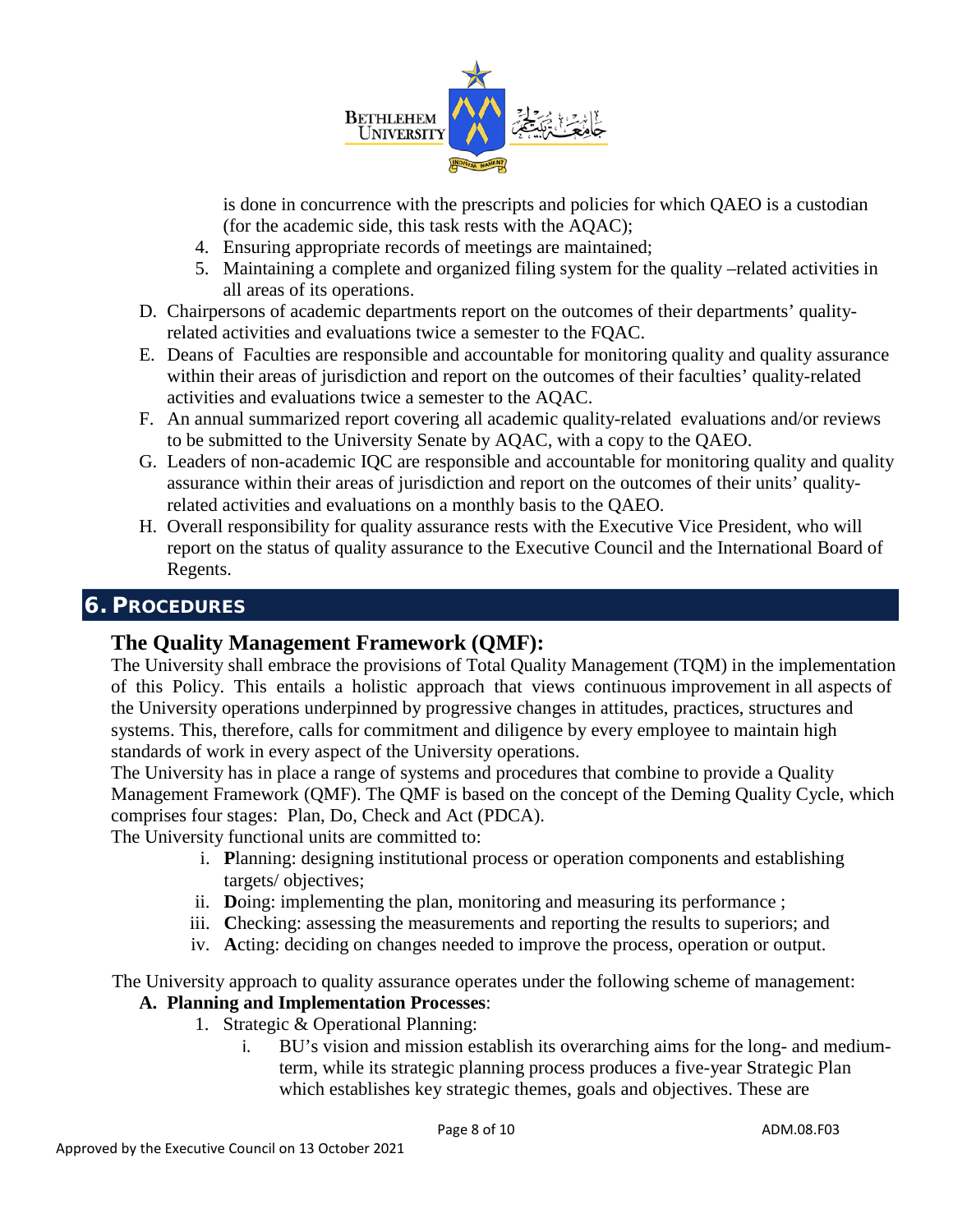is done in concurrence with the prescripts and policies for which QAEO is a custodian (for the academic side, this task rests with the AQAC);

4. Ensuring appropriate records of meetings are maintained;
5. Maintaining a complete and organized filing system for the quality –related activities in all areas of its operations.

D. Chairpersons of academic departments report on the outcomes of their departments' quality-related activities and evaluations twice a semester to the FQAC.

E. Deans of Faculties are responsible and accountable for monitoring quality and quality assurance within their areas of jurisdiction and report on the outcomes of their faculties' quality-related activities and evaluations twice a semester to the AQAC.

F. An annual summarized report covering all academic quality-related evaluations and/or reviews to be submitted to the University Senate by AQAC, with a copy to the QAEO.

G. Leaders of non-academic IQC are responsible and accountable for monitoring quality and quality assurance within their areas of jurisdiction and report on the outcomes of their units' quality-related activities and evaluations on a monthly basis to the QAEO.

H. Overall responsibility for quality assurance rests with the Executive Vice President, who will report on the status of quality assurance to the Executive Council and the International Board of Regents.

# 6. PROCEDURES

## The Quality Management Framework (QMF):

The University shall embrace the provisions of Total Quality Management (TQM) in the implementation of this Policy. This entails a holistic approach that views continuous improvement in all aspects of the University operations underpinned by progressive changes in attitudes, practices, structures and systems. This, therefore, calls for commitment and diligence by every employee to maintain high standards of work in every aspect of the University operations.

The University has in place a range of systems and procedures that combine to provide a Quality Management Framework (QMF). The QMF is based on the concept of the Deming Quality Cycle, which comprises four stages: Plan, Do, Check and Act (PDCA).

The University functional units are committed to:

i. **P**lanning: designing institutional process or operation components and establishing targets/ objectives;
ii. **D**oing: implementing the plan, monitoring and measuring its performance ;
iii. **C**hecking: assessing the measurements and reporting the results to superiors; and
iv. **A**cting: deciding on changes needed to improve the process, operation or output.

The University approach to quality assurance operates under the following scheme of management:

**A. Planning and Implementation Processes**:

1. Strategic & Operational Planning:
   i. BU's vision and mission establish its overarching aims for the long- and medium-term, while its strategic planning process produces a five-year Strategic Plan which establishes key strategic themes, goals and objectives. These are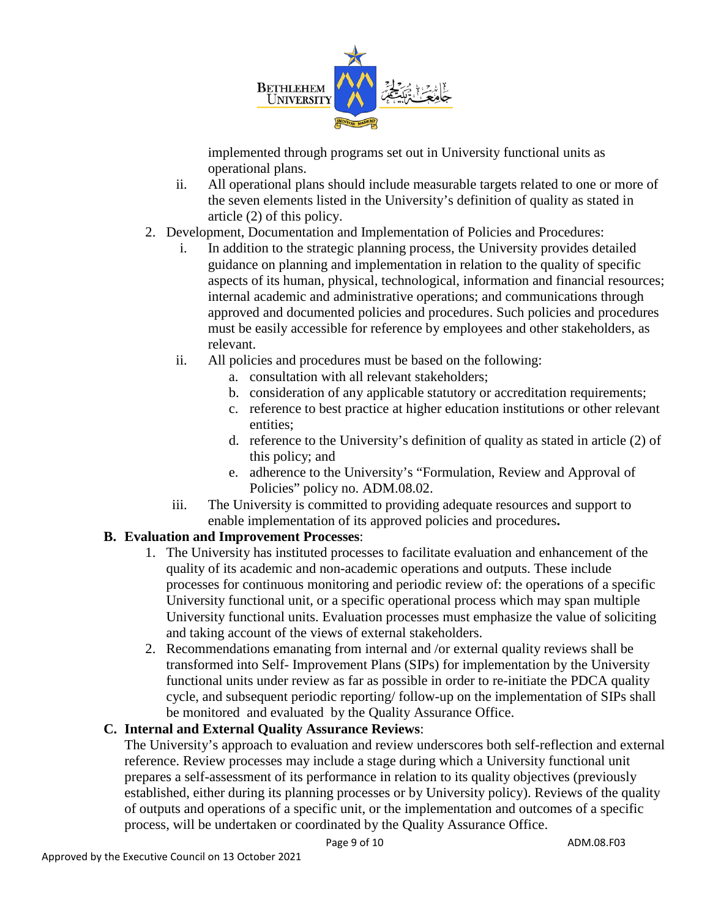implemented through programs set out in University functional units as operational plans.

ii. All operational plans should include measurable targets related to one or more of the seven elements listed in the University's definition of quality as stated in article (2) of this policy.

2. Development, Documentation and Implementation of Policies and Procedures:

   i. In addition to the strategic planning process, the University provides detailed guidance on planning and implementation in relation to the quality of specific aspects of its human, physical, technological, information and financial resources; internal academic and administrative operations; and communications through approved and documented policies and procedures. Such policies and procedures must be easily accessible for reference by employees and other stakeholders, as relevant.

   ii. All policies and procedures must be based on the following:

      a. consultation with all relevant stakeholders;
      b. consideration of any applicable statutory or accreditation requirements;
      c. reference to best practice at higher education institutions or other relevant entities;
      d. reference to the University's definition of quality as stated in article (2) of this policy; and
      e. adherence to the University's "Formulation, Review and Approval of Policies" policy no. ADM.08.02.

   iii. The University is committed to providing adequate resources and support to enable implementation of its approved policies and procedures**.**

**B. Evaluation and Improvement Processes**:

1. The University has instituted processes to facilitate evaluation and enhancement of the quality of its academic and non-academic operations and outputs. These include processes for continuous monitoring and periodic review of: the operations of a specific University functional unit, or a specific operational process which may span multiple University functional units. Evaluation processes must emphasize the value of soliciting and taking account of the views of external stakeholders.

2. Recommendations emanating from internal and /or external quality reviews shall be transformed into Self- Improvement Plans (SIPs) for implementation by the University functional units under review as far as possible in order to re-initiate the PDCA quality cycle, and subsequent periodic reporting/ follow-up on the implementation of SIPs shall be monitored and evaluated by the Quality Assurance Office.

**C. Internal and External Quality Assurance Reviews**:

The University's approach to evaluation and review underscores both self-reflection and external reference. Review processes may include a stage during which a University functional unit prepares a self-assessment of its performance in relation to its quality objectives (previously established, either during its planning processes or by University policy). Reviews of the quality of outputs and operations of a specific unit, or the implementation and outcomes of a specific process, will be undertaken or coordinated by the Quality Assurance Office.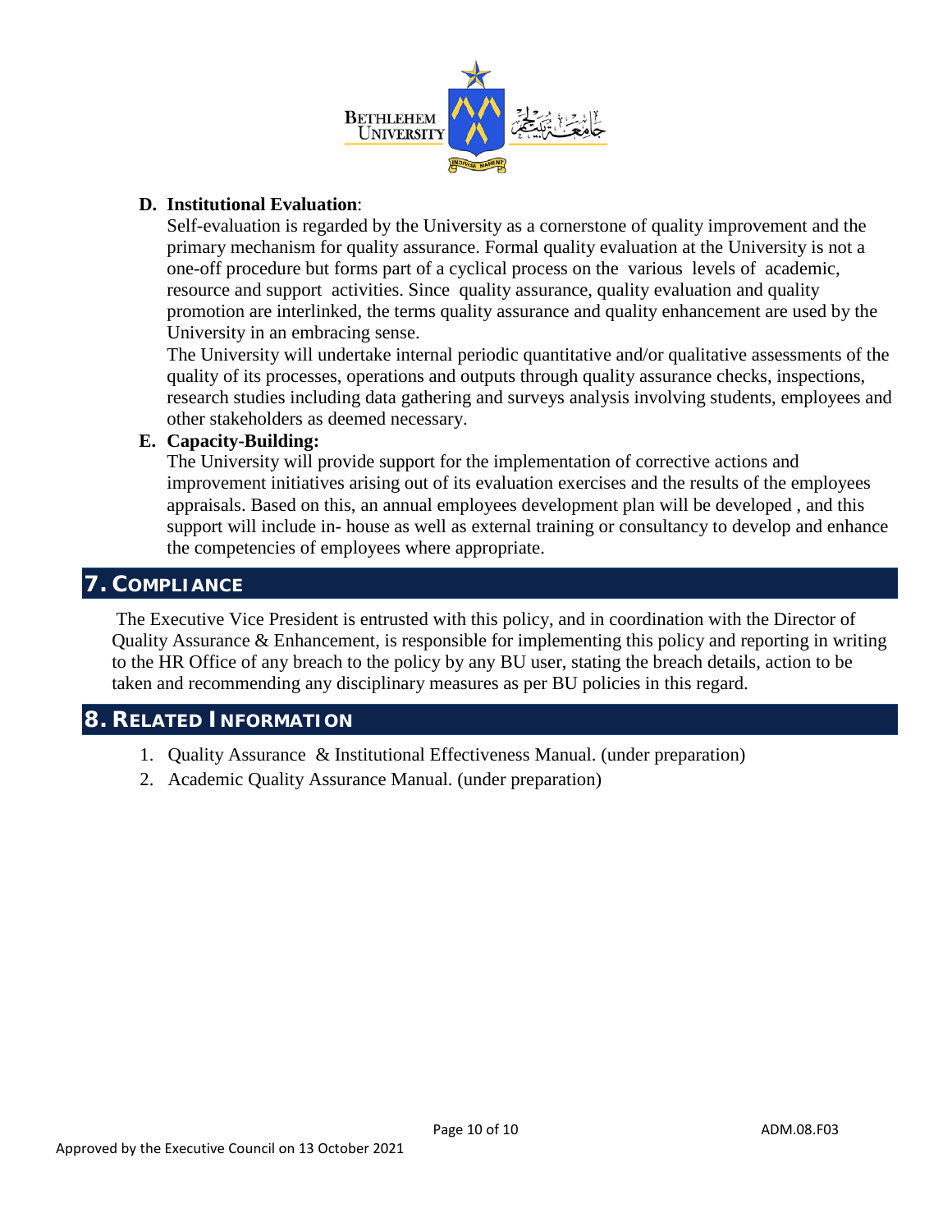**D. Institutional Evaluation**:

Self-evaluation is regarded by the University as a cornerstone of quality improvement and the primary mechanism for quality assurance. Formal quality evaluation at the University is not a one-off procedure but forms part of a cyclical process on the various levels of academic, resource and support activities. Since quality assurance, quality evaluation and quality promotion are interlinked, the terms quality assurance and quality enhancement are used by the University in an embracing sense.

The University will undertake internal periodic quantitative and/or qualitative assessments of the quality of its processes, operations and outputs through quality assurance checks, inspections, research studies including data gathering and surveys analysis involving students, employees and other stakeholders as deemed necessary.

**E. Capacity-Building:**

The University will provide support for the implementation of corrective actions and improvement initiatives arising out of its evaluation exercises and the results of the employees appraisals. Based on this, an annual employees development plan will be developed , and this support will include in- house as well as external training or consultancy to develop and enhance the competencies of employees where appropriate.

## 7. Compliance

The Executive Vice President is entrusted with this policy, and in coordination with the Director of Quality Assurance & Enhancement, is responsible for implementing this policy and reporting in writing to the HR Office of any breach to the policy by any BU user, stating the breach details, action to be taken and recommending any disciplinary measures as per BU policies in this regard.

## 8. Related Information

1. Quality Assurance & Institutional Effectiveness Manual. (under preparation)
2. Academic Quality Assurance Manual. (under preparation)